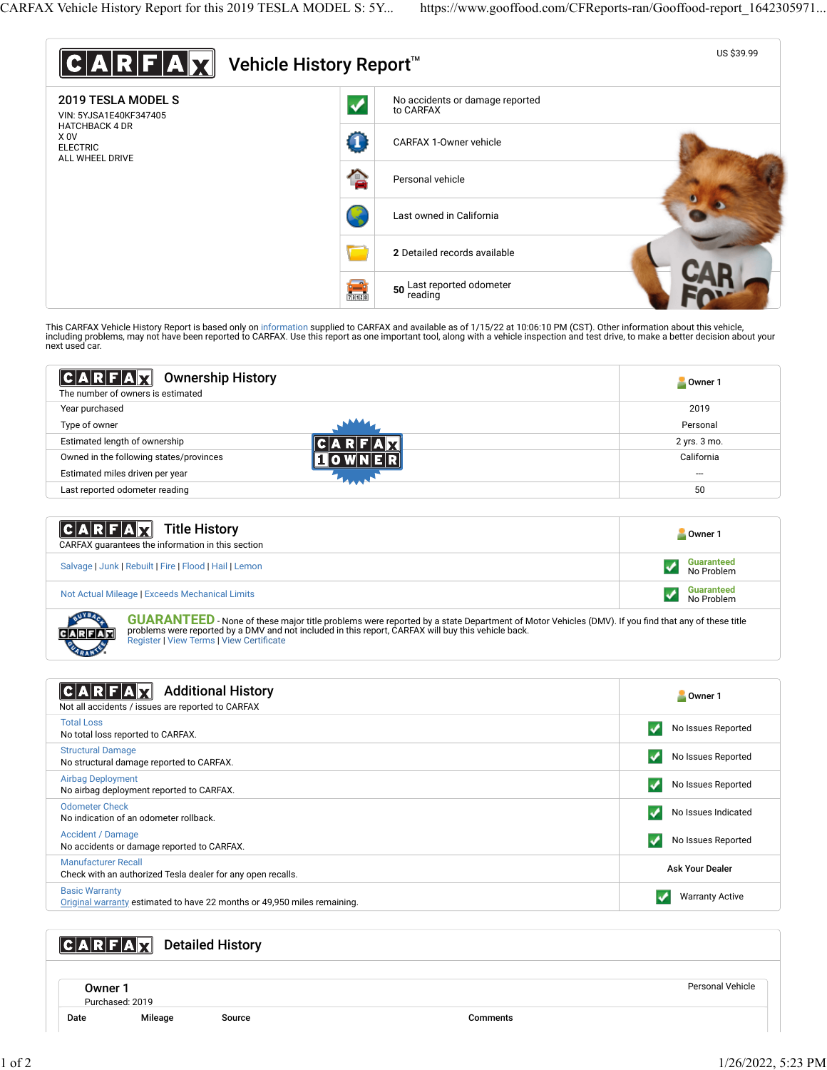# CARFAX Vehicle History Report™

US $39.99

## 2019 TESLA MODEL S

VIN: 5YJSA1E40KF347405
HATCHBACK 4 DR
X 0V
ELECTRIC
ALL WHEEL DRIVE

- No accidents or damage reported to CARFAX
- CARFAX 1-Owner vehicle
- Personal vehicle
- Last owned in California
- **2** Detailed records available
- **50** Last reported odometer reading

This CARFAX Vehicle History Report is based only on information supplied to CARFAX and available as of 1/15/22 at 10:06:10 PM (CST). Other information about this vehicle, including problems, may not have been reported to CARFAX. Use this report as one important tool, along with a vehicle inspection and test drive, to make a better decision about your next used car.

## Ownership History

The number of owners is estimated

| | Owner 1 |
|---|---|
| Year purchased | 2019 |
| Type of owner | Personal |
| Estimated length of ownership | 2 yrs. 3 mo. |
| Owned in the following states/provinces | California |
| Estimated miles driven per year | --- |
| Last reported odometer reading | 50 |

CARFAX 1 OWNER

## Title History

CARFAX guarantees the information in this section

| | Owner 1 |
|---|---|
| Salvage \| Junk \| Rebuilt \| Fire \| Flood \| Hail \| Lemon | Guaranteed No Problem |
| Not Actual Mileage \| Exceeds Mechanical Limits | Guaranteed No Problem |

**GUARANTEED** - None of these major title problems were reported by a state Department of Motor Vehicles (DMV). If you find that any of these title problems were reported by a DMV and not included in this report, CARFAX will buy this vehicle back.
Register | View Terms | View Certificate

## Additional History

Not all accidents / issues are reported to CARFAX

| | Owner 1 |
|---|---|
| Total Loss<br>No total loss reported to CARFAX. | No Issues Reported |
| Structural Damage<br>No structural damage reported to CARFAX. | No Issues Reported |
| Airbag Deployment<br>No airbag deployment reported to CARFAX. | No Issues Reported |
| Odometer Check<br>No indication of an odometer rollback. | No Issues Indicated |
| Accident / Damage<br>No accidents or damage reported to CARFAX. | No Issues Reported |
| Manufacturer Recall<br>Check with an authorized Tesla dealer for any open recalls. | Ask Your Dealer |
| Basic Warranty<br>Original warranty estimated to have 22 months or 49,950 miles remaining. | Warranty Active |

## Detailed History

**Owner 1**
Purchased: 2019

Personal Vehicle

| Date | Mileage | Source | Comments |
|---|---|---|---|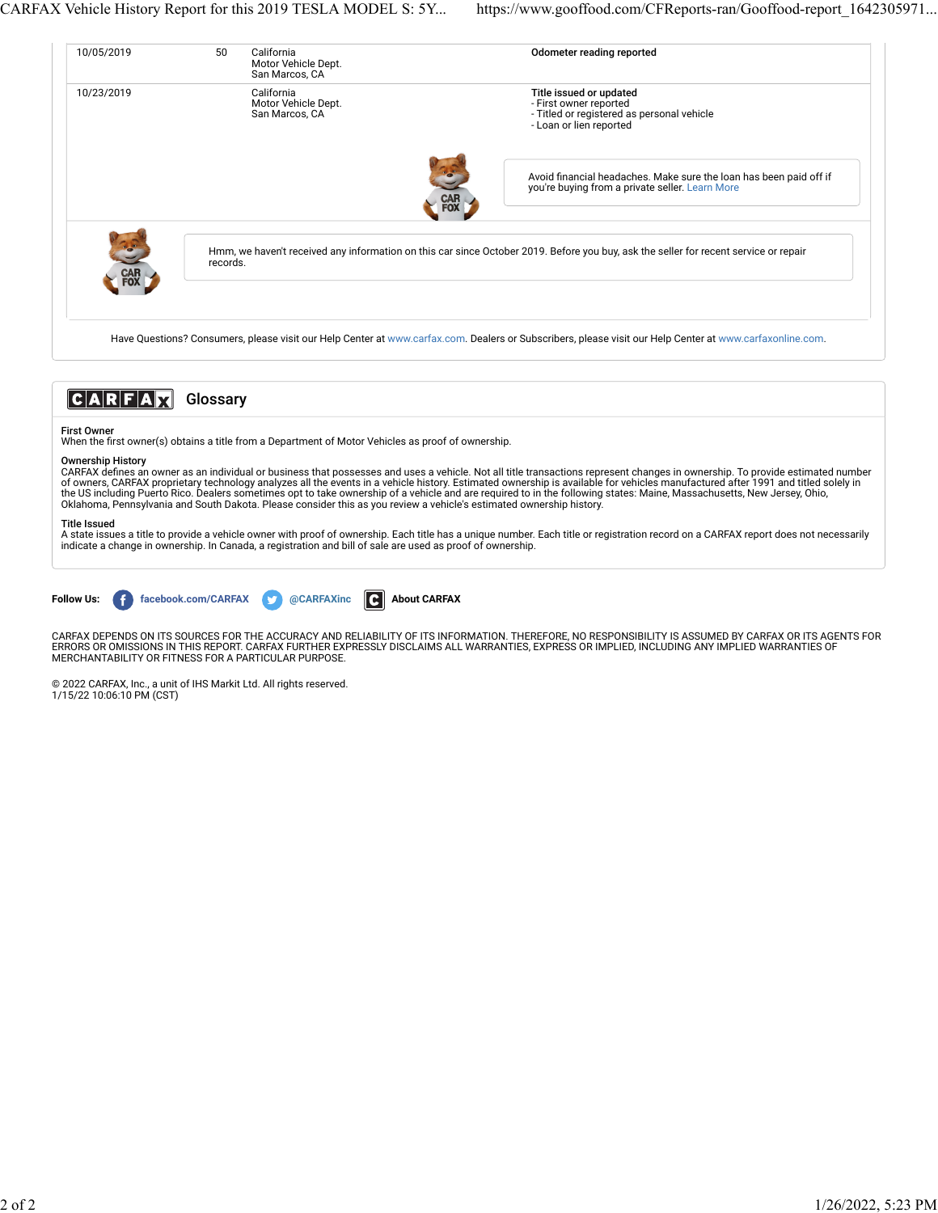| | | | |
|---|---|---|---|
| 10/05/2019 | 50 | California Motor Vehicle Dept. San Marcos, CA | **Odometer reading reported** |
| 10/23/2019 | | California Motor Vehicle Dept. San Marcos, CA | **Title issued or updated** - First owner reported - Titled or registered as personal vehicle - Loan or lien reported |

Avoid financial headaches. Make sure the loan has been paid off if you're buying from a private seller. Learn More

Hmm, we haven't received any information on this car since October 2019. Before you buy, ask the seller for recent service or repair records.

Have Questions? Consumers, please visit our Help Center at www.carfax.com. Dealers or Subscribers, please visit our Help Center at www.carfaxonline.com.

## CARFAX Glossary

**First Owner**
When the first owner(s) obtains a title from a Department of Motor Vehicles as proof of ownership.

**Ownership History**
CARFAX defines an owner as an individual or business that possesses and uses a vehicle. Not all title transactions represent changes in ownership. To provide estimated number of owners, CARFAX proprietary technology analyzes all the events in a vehicle history. Estimated ownership is available for vehicles manufactured after 1991 and titled solely in the US including Puerto Rico. Dealers sometimes opt to take ownership of a vehicle and are required to in the following states: Maine, Massachusetts, New Jersey, Ohio, Oklahoma, Pennsylvania and South Dakota. Please consider this as you review a vehicle's estimated ownership history.

**Title Issued**
A state issues a title to provide a vehicle owner with proof of ownership. Each title has a unique number. Each title or registration record on a CARFAX report does not necessarily indicate a change in ownership. In Canada, a registration and bill of sale are used as proof of ownership.

**Follow Us:** facebook.com/CARFAX @CARFAXinc About CARFAX

CARFAX DEPENDS ON ITS SOURCES FOR THE ACCURACY AND RELIABILITY OF ITS INFORMATION. THEREFORE, NO RESPONSIBILITY IS ASSUMED BY CARFAX OR ITS AGENTS FOR ERRORS OR OMISSIONS IN THIS REPORT. CARFAX FURTHER EXPRESSLY DISCLAIMS ALL WARRANTIES, EXPRESS OR IMPLIED, INCLUDING ANY IMPLIED WARRANTIES OF MERCHANTABILITY OR FITNESS FOR A PARTICULAR PURPOSE.

© 2022 CARFAX, Inc., a unit of IHS Markit Ltd. All rights reserved.
1/15/22 10:06:10 PM (CST)